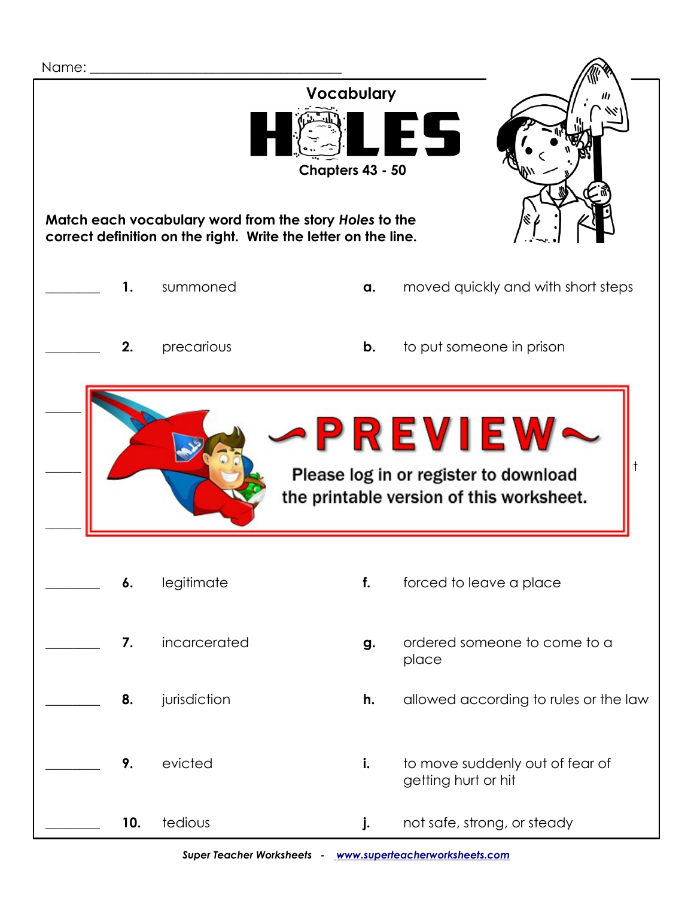Name: ___________________________________

# Vocabulary HOLES

### Chapters 43 - 50

**Match each vocabulary word from the story *Holes* to the correct definition on the right. Write the letter on the line.**

| | | | | |
|---|---|---|---|---|
| ________ | **1.** | summoned | **a.** | moved quickly and with short steps |
| ________ | **2.** | precarious | **b.** | to put someone in prison |

~PREVIEW~

Please log in or register to download the printable version of this worksheet.

| | | | | |
|---|---|---|---|---|
| ________ | **6.** | legitimate | **f.** | forced to leave a place |
| ________ | **7.** | incarcerated | **g.** | ordered someone to come to a place |
| ________ | **8.** | jurisdiction | **h.** | allowed according to rules or the law |
| ________ | **9.** | evicted | **i.** | to move suddenly out of fear of getting hurt or hit |
| ________ | **10.** | tedious | **j.** | not safe, strong, or steady |

*Super Teacher Worksheets - www.superteacherworksheets.com*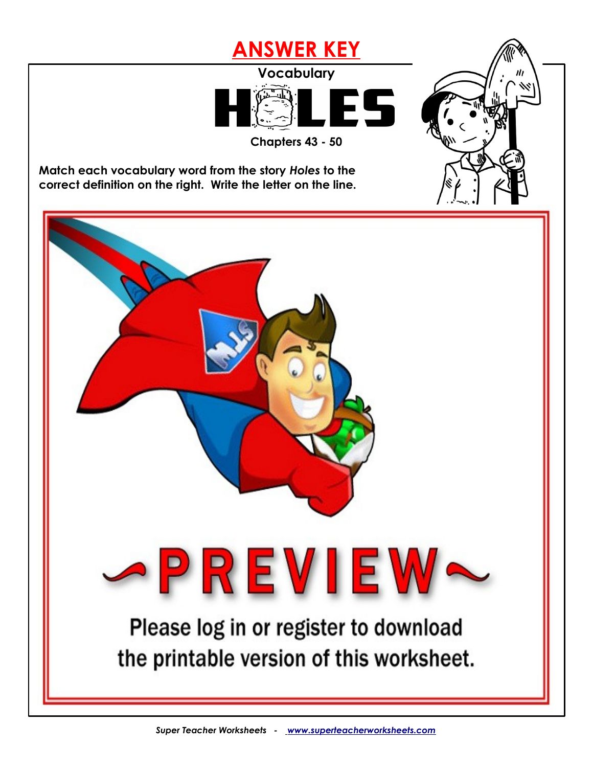# ANSWER KEY

## Vocabulary

# HOLES

### Chapters 43 - 50

**Match each vocabulary word from the story *Holes* to the correct definition on the right. Write the letter on the line.**

~PREVIEW~

Please log in or register to download the printable version of this worksheet.